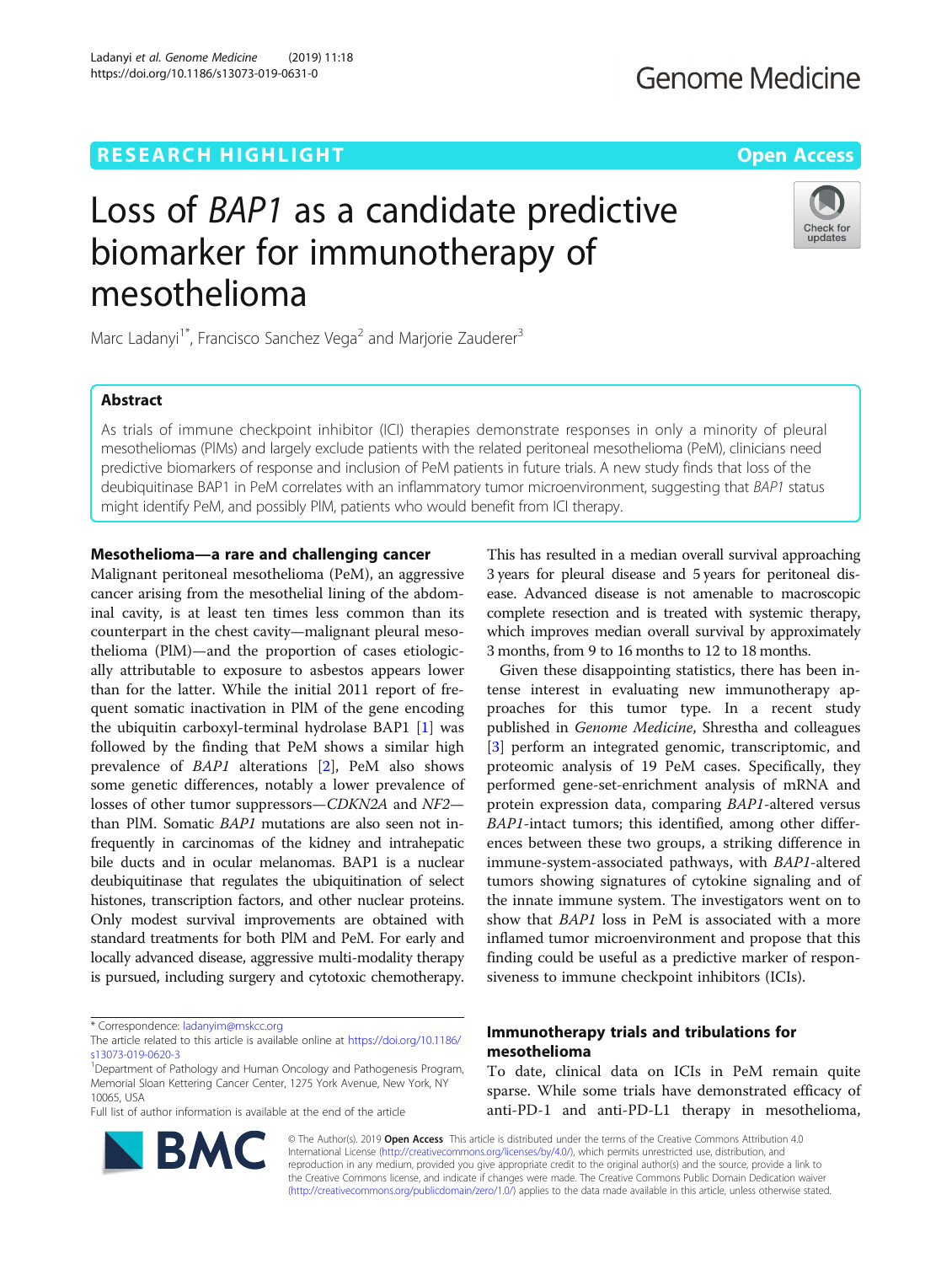RESEARCH HIGHLIGHT

Open Access

# Loss of *BAP1* as a candidate predictive biomarker for immunotherapy of mesothelioma

Marc Ladanyi[1*], Francisco Sanchez Vega[2] and Marjorie Zauderer[3]

## Abstract

As trials of immune checkpoint inhibitor (ICI) therapies demonstrate responses in only a minority of pleural mesotheliomas (PlMs) and largely exclude patients with the related peritoneal mesothelioma (PeM), clinicians need predictive biomarkers of response and inclusion of PeM patients in future trials. A new study finds that loss of the deubiquitinase BAP1 in PeM correlates with an inflammatory tumor microenvironment, suggesting that *BAP1* status might identify PeM, and possibly PlM, patients who would benefit from ICI therapy.

## Mesothelioma—a rare and challenging cancer

Malignant peritoneal mesothelioma (PeM), an aggressive cancer arising from the mesothelial lining of the abdominal cavity, is at least ten times less common than its counterpart in the chest cavity—malignant pleural mesothelioma (PlM)—and the proportion of cases etiologically attributable to exposure to asbestos appears lower than for the latter. While the initial 2011 report of frequent somatic inactivation in PlM of the gene encoding the ubiquitin carboxyl-terminal hydrolase BAP1 [1] was followed by the finding that PeM shows a similar high prevalence of *BAP1* alterations [2], PeM also shows some genetic differences, notably a lower prevalence of losses of other tumor suppressors—*CDKN2A* and *NF2*—than PlM. Somatic *BAP1* mutations are also seen not infrequently in carcinomas of the kidney and intrahepatic bile ducts and in ocular melanomas. BAP1 is a nuclear deubiquitinase that regulates the ubiquitination of select histones, transcription factors, and other nuclear proteins. Only modest survival improvements are obtained with standard treatments for both PlM and PeM. For early and locally advanced disease, aggressive multi-modality therapy is pursued, including surgery and cytotoxic chemotherapy. This has resulted in a median overall survival approaching 3 years for pleural disease and 5 years for peritoneal disease. Advanced disease is not amenable to macroscopic complete resection and is treated with systemic therapy, which improves median overall survival by approximately 3 months, from 9 to 16 months to 12 to 18 months.

Given these disappointing statistics, there has been intense interest in evaluating new immunotherapy approaches for this tumor type. In a recent study published in *Genome Medicine*, Shrestha and colleagues [3] perform an integrated genomic, transcriptomic, and proteomic analysis of 19 PeM cases. Specifically, they performed gene-set-enrichment analysis of mRNA and protein expression data, comparing *BAP1*-altered versus *BAP1*-intact tumors; this identified, among other differences between these two groups, a striking difference in immune-system-associated pathways, with *BAP1*-altered tumors showing signatures of cytokine signaling and of the innate immune system. The investigators went on to show that *BAP1* loss in PeM is associated with a more inflamed tumor microenvironment and propose that this finding could be useful as a predictive marker of responsiveness to immune checkpoint inhibitors (ICIs).

## Immunotherapy trials and tribulations for mesothelioma

To date, clinical data on ICIs in PeM remain quite sparse. While some trials have demonstrated efficacy of anti-PD-1 and anti-PD-L1 therapy in mesothelioma,

\* Correspondence: ladanyim@mskcc.org

The article related to this article is available online at https://doi.org/10.1186/s13073-019-0620-3

[1]Department of Pathology and Human Oncology and Pathogenesis Program, Memorial Sloan Kettering Cancer Center, 1275 York Avenue, New York, NY 10065, USA

Full list of author information is available at the end of the article

© The Author(s). 2019 **Open Access** This article is distributed under the terms of the Creative Commons Attribution 4.0 International License (http://creativecommons.org/licenses/by/4.0/), which permits unrestricted use, distribution, and reproduction in any medium, provided you give appropriate credit to the original author(s) and the source, provide a link to the Creative Commons license, and indicate if changes were made. The Creative Commons Public Domain Dedication waiver (http://creativecommons.org/publicdomain/zero/1.0/) applies to the data made available in this article, unless otherwise stated.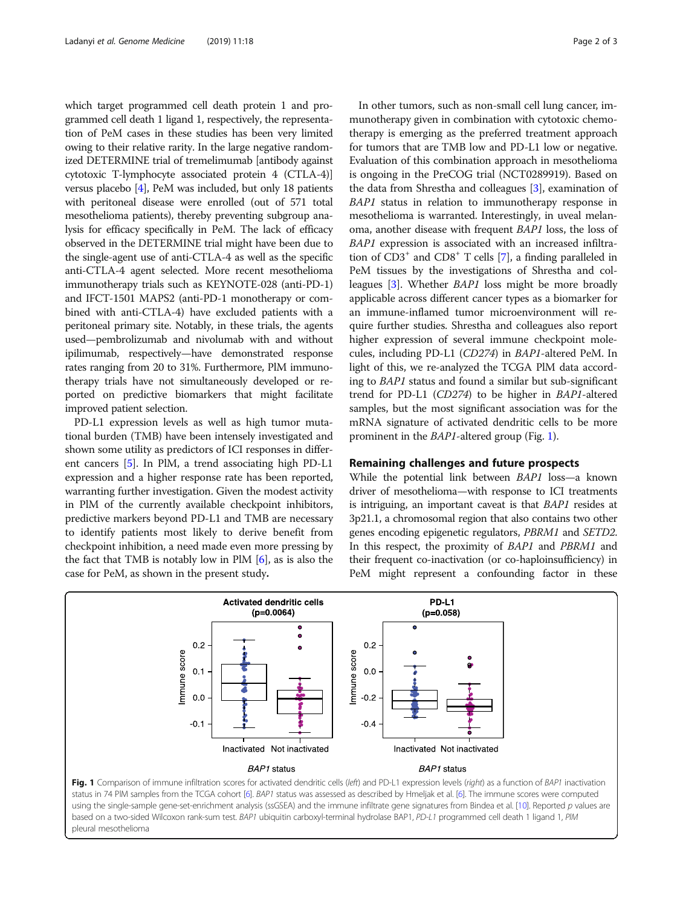which target programmed cell death protein 1 and programmed cell death 1 ligand 1, respectively, the representation of PeM cases in these studies has been very limited owing to their relative rarity. In the large negative randomized DETERMINE trial of tremelimumab [antibody against cytotoxic T-lymphocyte associated protein 4 (CTLA-4)] versus placebo [4], PeM was included, but only 18 patients with peritoneal disease were enrolled (out of 571 total mesothelioma patients), thereby preventing subgroup analysis for efficacy specifically in PeM. The lack of efficacy observed in the DETERMINE trial might have been due to the single-agent use of anti-CTLA-4 as well as the specific anti-CTLA-4 agent selected. More recent mesothelioma immunotherapy trials such as KEYNOTE-028 (anti-PD-1) and IFCT-1501 MAPS2 (anti-PD-1 monotherapy or combined with anti-CTLA-4) have excluded patients with a peritoneal primary site. Notably, in these trials, the agents used—pembrolizumab and nivolumab with and without ipilimumab, respectively—have demonstrated response rates ranging from 20 to 31%. Furthermore, PlM immunotherapy trials have not simultaneously developed or reported on predictive biomarkers that might facilitate improved patient selection.

PD-L1 expression levels as well as high tumor mutational burden (TMB) have been intensely investigated and shown some utility as predictors of ICI responses in different cancers [5]. In PlM, a trend associating high PD-L1 expression and a higher response rate has been reported, warranting further investigation. Given the modest activity in PlM of the currently available checkpoint inhibitors, predictive markers beyond PD-L1 and TMB are necessary to identify patients most likely to derive benefit from checkpoint inhibition, a need made even more pressing by the fact that TMB is notably low in PlM [6], as is also the case for PeM, as shown in the present study.

In other tumors, such as non-small cell lung cancer, immunotherapy given in combination with cytotoxic chemotherapy is emerging as the preferred treatment approach for tumors that are TMB low and PD-L1 low or negative. Evaluation of this combination approach in mesothelioma is ongoing in the PreCOG trial (NCT0289919). Based on the data from Shrestha and colleagues [3], examination of *BAP1* status in relation to immunotherapy response in mesothelioma is warranted. Interestingly, in uveal melanoma, another disease with frequent *BAP1* loss, the loss of *BAP1* expression is associated with an increased infiltration of $CD3^+$ and $CD8^+$ T cells [7], a finding paralleled in PeM tissues by the investigations of Shrestha and colleagues [3]. Whether *BAP1* loss might be more broadly applicable across different cancer types as a biomarker for an immune-inflamed tumor microenvironment will require further studies. Shrestha and colleagues also report higher expression of several immune checkpoint molecules, including PD-L1 (*CD274*) in *BAP1*-altered PeM. In light of this, we re-analyzed the TCGA PlM data according to *BAP1* status and found a similar but sub-significant trend for PD-L1 (*CD274*) to be higher in *BAP1*-altered samples, but the most significant association was for the mRNA signature of activated dendritic cells to be more prominent in the *BAP1*-altered group (Fig. 1).

## Remaining challenges and future prospects

While the potential link between *BAP1* loss—a known driver of mesothelioma—with response to ICI treatments is intriguing, an important caveat is that *BAP1* resides at 3p21.1, a chromosomal region that also contains two other genes encoding epigenetic regulators, *PBRM1* and *SETD2.* In this respect, the proximity of *BAP1* and *PBRM1* and their frequent co-inactivation (or co-haploinsufficiency) in PeM might represent a confounding factor in these

**Fig. 1** Comparison of immune infiltration scores for activated dendritic cells (*left*) and PD-L1 expression levels (*right*) as a function of *BAP1* inactivation status in 74 PlM samples from the TCGA cohort [6]. *BAP1* status was assessed as described by Hmeljak et al. [6]. The immune scores were computed using the single-sample gene-set-enrichment analysis (ssGSEA) and the immune infiltrate gene signatures from Bindea et al. [10]. Reported *p* values are based on a two-sided Wilcoxon rank-sum test. *BAP1* ubiquitin carboxyl-terminal hydrolase BAP1, *PD-L1* programmed cell death 1 ligand 1, *PlM* pleural mesothelioma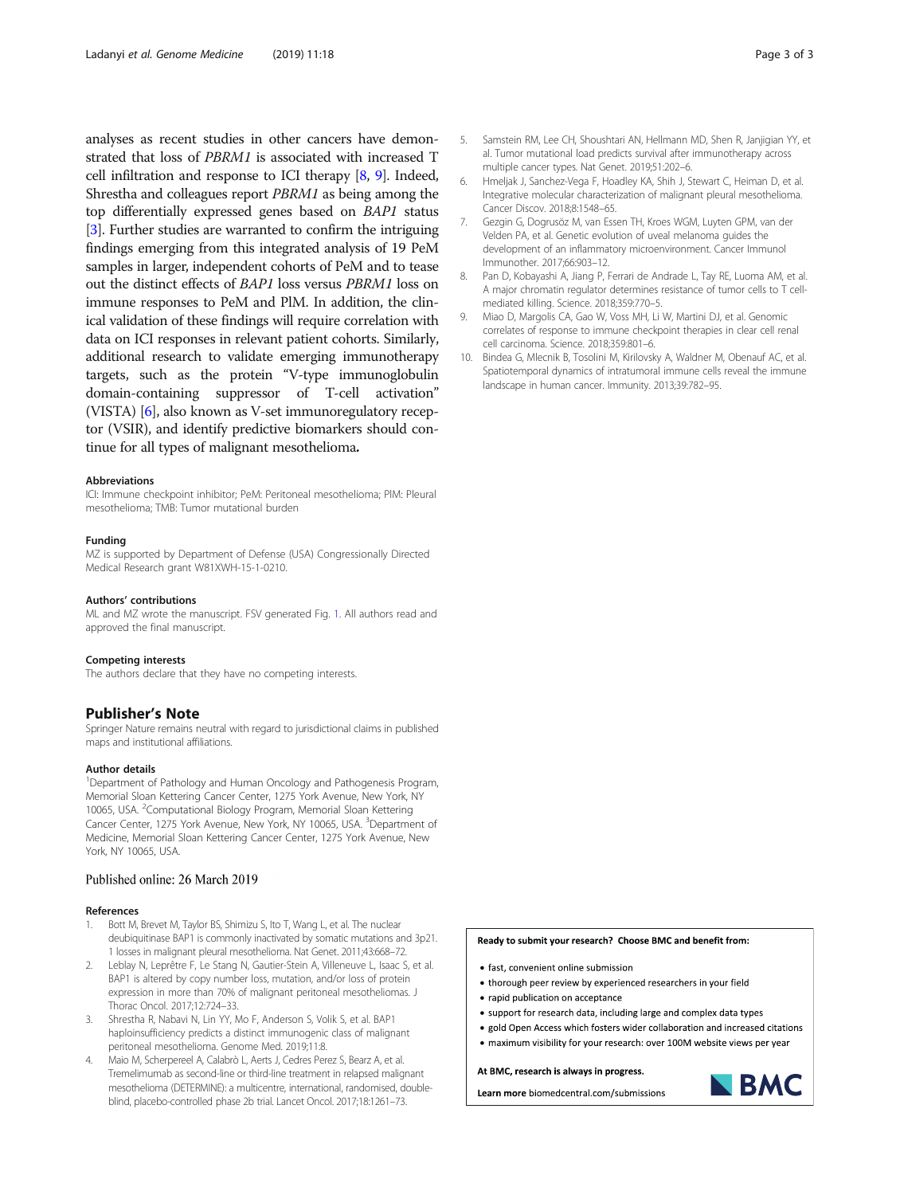analyses as recent studies in other cancers have demonstrated that loss of *PBRM1* is associated with increased T cell infiltration and response to ICI therapy [8, 9]. Indeed, Shrestha and colleagues report *PBRM1* as being among the top differentially expressed genes based on *BAP1* status [3]. Further studies are warranted to confirm the intriguing findings emerging from this integrated analysis of 19 PeM samples in larger, independent cohorts of PeM and to tease out the distinct effects of *BAP1* loss versus *PBRM1* loss on immune responses to PeM and PlM. In addition, the clinical validation of these findings will require correlation with data on ICI responses in relevant patient cohorts. Similarly, additional research to validate emerging immunotherapy targets, such as the protein "V-type immunoglobulin domain-containing suppressor of T-cell activation" (VISTA) [6], also known as V-set immunoregulatory receptor (VSIR), and identify predictive biomarkers should continue for all types of malignant mesothelioma.

#### Abbreviations

ICI: Immune checkpoint inhibitor; PeM: Peritoneal mesothelioma; PlM: Pleural mesothelioma; TMB: Tumor mutational burden

#### Funding

MZ is supported by Department of Defense (USA) Congressionally Directed Medical Research grant W81XWH-15-1-0210.

#### Authors' contributions

ML and MZ wrote the manuscript. FSV generated Fig. 1. All authors read and approved the final manuscript.

#### Competing interests

The authors declare that they have no competing interests.

### Publisher's Note

Springer Nature remains neutral with regard to jurisdictional claims in published maps and institutional affiliations.

#### Author details

[1]Department of Pathology and Human Oncology and Pathogenesis Program, Memorial Sloan Kettering Cancer Center, 1275 York Avenue, New York, NY 10065, USA. [2]Computational Biology Program, Memorial Sloan Kettering Cancer Center, 1275 York Avenue, New York, NY 10065, USA. [3]Department of Medicine, Memorial Sloan Kettering Cancer Center, 1275 York Avenue, New York, NY 10065, USA.

Published online: 26 March 2019

#### References

1. Bott M, Brevet M, Taylor BS, Shimizu S, Ito T, Wang L, et al. The nuclear deubiquitinase BAP1 is commonly inactivated by somatic mutations and 3p21.1 losses in malignant pleural mesothelioma. Nat Genet. 2011;43:668–72.
2. Leblay N, Leprêtre F, Le Stang N, Gautier-Stein A, Villeneuve L, Isaac S, et al. BAP1 is altered by copy number loss, mutation, and/or loss of protein expression in more than 70% of malignant peritoneal mesotheliomas. J Thorac Oncol. 2017;12:724–33.
3. Shrestha R, Nabavi N, Lin YY, Mo F, Anderson S, Volik S, et al. BAP1 haploinsufficiency predicts a distinct immunogenic class of malignant peritoneal mesothelioma. Genome Med. 2019;11:8.
4. Maio M, Scherpereel A, Calabrò L, Aerts J, Cedres Perez S, Bearz A, et al. Tremelimumab as second-line or third-line treatment in relapsed malignant mesothelioma (DETERMINE): a multicentre, international, randomised, double-blind, placebo-controlled phase 2b trial. Lancet Oncol. 2017;18:1261–73.
5. Samstein RM, Lee CH, Shoushtari AN, Hellmann MD, Shen R, Janjigian YY, et al. Tumor mutational load predicts survival after immunotherapy across multiple cancer types. Nat Genet. 2019;51:202–6.
6. Hmeljak J, Sanchez-Vega F, Hoadley KA, Shih J, Stewart C, Heiman D, et al. Integrative molecular characterization of malignant pleural mesothelioma. Cancer Discov. 2018;8:1548–65.
7. Gezgin G, Dogrusöz M, van Essen TH, Kroes WGM, Luyten GPM, van der Velden PA, et al. Genetic evolution of uveal melanoma guides the development of an inflammatory microenvironment. Cancer Immunol Immunother. 2017;66:903–12.
8. Pan D, Kobayashi A, Jiang P, Ferrari de Andrade L, Tay RE, Luoma AM, et al. A major chromatin regulator determines resistance of tumor cells to T cell-mediated killing. Science. 2018;359:770–5.
9. Miao D, Margolis CA, Gao W, Voss MH, Li W, Martini DJ, et al. Genomic correlates of response to immune checkpoint therapies in clear cell renal cell carcinoma. Science. 2018;359:801–6.
10. Bindea G, Mlecnik B, Tosolini M, Kirilovsky A, Waldner M, Obenauf AC, et al. Spatiotemporal dynamics of intratumoral immune cells reveal the immune landscape in human cancer. Immunity. 2013;39:782–95.

**Ready to submit your research? Choose BMC and benefit from:**

- fast, convenient online submission
- thorough peer review by experienced researchers in your field
- rapid publication on acceptance
- support for research data, including large and complex data types
- gold Open Access which fosters wider collaboration and increased citations
- maximum visibility for your research: over 100M website views per year

**At BMC, research is always in progress.**

**Learn more** biomedcentral.com/submissions

BMC